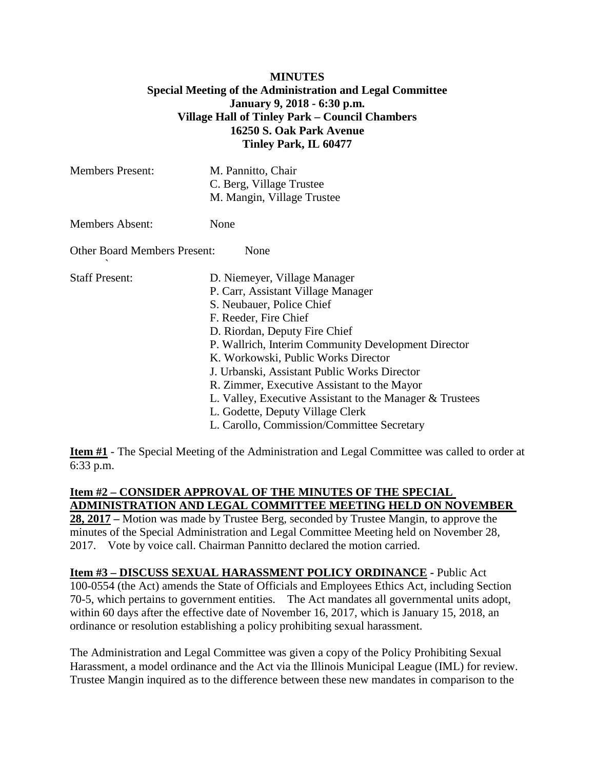**MINUTES**
**Special Meeting of the Administration and Legal Committee**
**January 9, 2018 - 6:30 p.m.**
**Village Hall of Tinley Park – Council Chambers**
**16250 S. Oak Park Avenue**
**Tinley Park, IL 60477**

Members Present: M. Pannitto, Chair
C. Berg, Village Trustee
M. Mangin, Village Trustee

Members Absent: None

Other Board Members Present: None

Staff Present:
D. Niemeyer, Village Manager
P. Carr, Assistant Village Manager
S. Neubauer, Police Chief
F. Reeder, Fire Chief
D. Riordan, Deputy Fire Chief
P. Wallrich, Interim Community Development Director
K. Workowski, Public Works Director
J. Urbanski, Assistant Public Works Director
R. Zimmer, Executive Assistant to the Mayor
L. Valley, Executive Assistant to the Manager & Trustees
L. Godette, Deputy Village Clerk
L. Carollo, Commission/Committee Secretary

**Item #1** - The Special Meeting of the Administration and Legal Committee was called to order at 6:33 p.m.

**Item #2 – CONSIDER APPROVAL OF THE MINUTES OF THE SPECIAL ADMINISTRATION AND LEGAL COMMITTEE MEETING HELD ON NOVEMBER 28, 2017 –** Motion was made by Trustee Berg, seconded by Trustee Mangin, to approve the minutes of the Special Administration and Legal Committee Meeting held on November 28, 2017. Vote by voice call. Chairman Pannitto declared the motion carried.

**Item #3 – DISCUSS SEXUAL HARASSMENT POLICY ORDINANCE -** Public Act 100-0554 (the Act) amends the State of Officials and Employees Ethics Act, including Section 70-5, which pertains to government entities. The Act mandates all governmental units adopt, within 60 days after the effective date of November 16, 2017, which is January 15, 2018, an ordinance or resolution establishing a policy prohibiting sexual harassment.

The Administration and Legal Committee was given a copy of the Policy Prohibiting Sexual Harassment, a model ordinance and the Act via the Illinois Municipal League (IML) for review. Trustee Mangin inquired as to the difference between these new mandates in comparison to the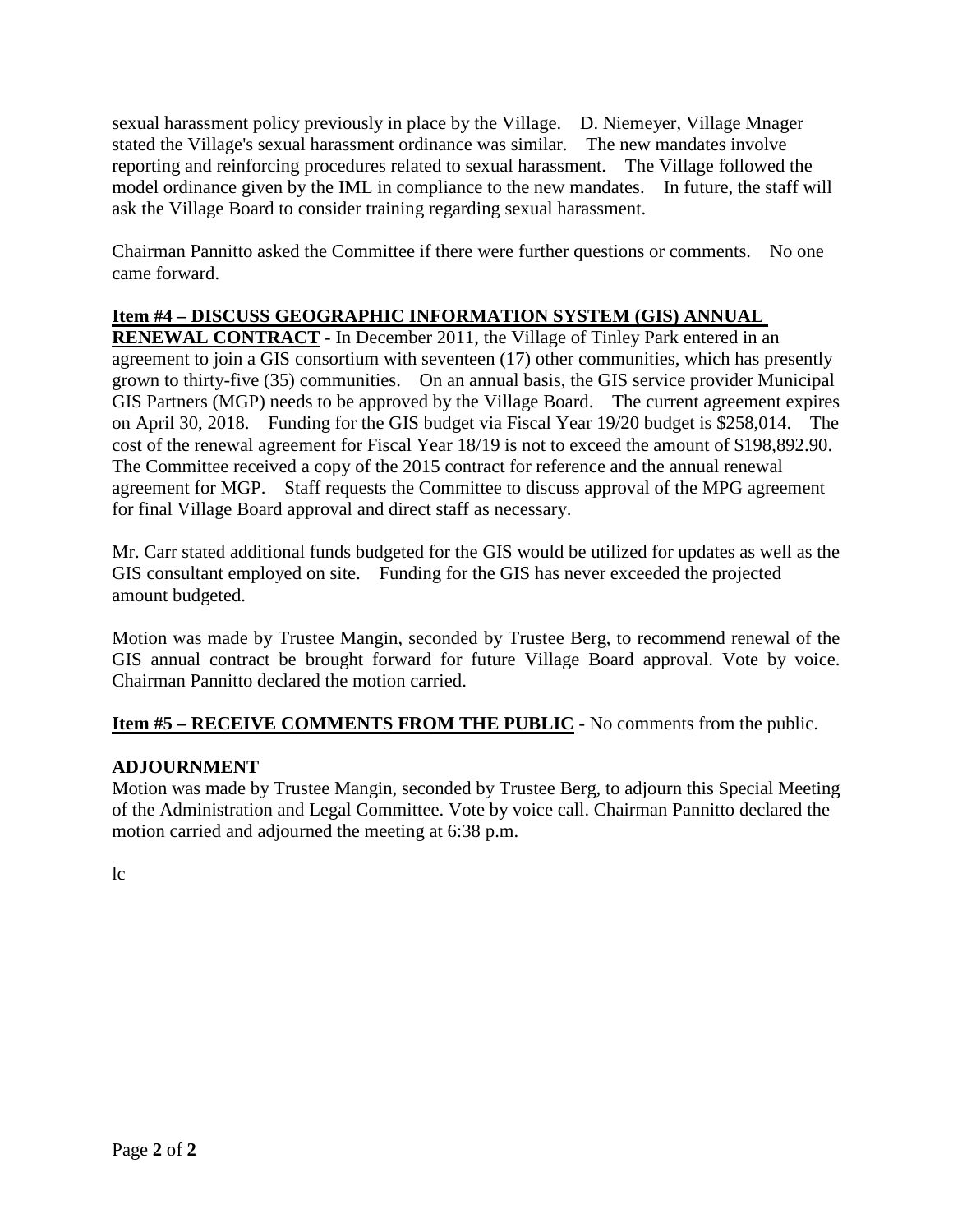sexual harassment policy previously in place by the Village. D. Niemeyer, Village Mnager stated the Village's sexual harassment ordinance was similar. The new mandates involve reporting and reinforcing procedures related to sexual harassment. The Village followed the model ordinance given by the IML in compliance to the new mandates. In future, the staff will ask the Village Board to consider training regarding sexual harassment.

Chairman Pannitto asked the Committee if there were further questions or comments. No one came forward.

**Item #4 – DISCUSS GEOGRAPHIC INFORMATION SYSTEM (GIS) ANNUAL RENEWAL CONTRACT** - In December 2011, the Village of Tinley Park entered in an agreement to join a GIS consortium with seventeen (17) other communities, which has presently grown to thirty-five (35) communities. On an annual basis, the GIS service provider Municipal GIS Partners (MGP) needs to be approved by the Village Board. The current agreement expires on April 30, 2018. Funding for the GIS budget via Fiscal Year 19/20 budget is $258,014. The cost of the renewal agreement for Fiscal Year 18/19 is not to exceed the amount of $198,892.90. The Committee received a copy of the 2015 contract for reference and the annual renewal agreement for MGP. Staff requests the Committee to discuss approval of the MPG agreement for final Village Board approval and direct staff as necessary.

Mr. Carr stated additional funds budgeted for the GIS would be utilized for updates as well as the GIS consultant employed on site. Funding for the GIS has never exceeded the projected amount budgeted.

Motion was made by Trustee Mangin, seconded by Trustee Berg, to recommend renewal of the GIS annual contract be brought forward for future Village Board approval. Vote by voice. Chairman Pannitto declared the motion carried.

**Item #5 – RECEIVE COMMENTS FROM THE PUBLIC** - No comments from the public.

**ADJOURNMENT**

Motion was made by Trustee Mangin, seconded by Trustee Berg, to adjourn this Special Meeting of the Administration and Legal Committee. Vote by voice call. Chairman Pannitto declared the motion carried and adjourned the meeting at 6:38 p.m.

lc